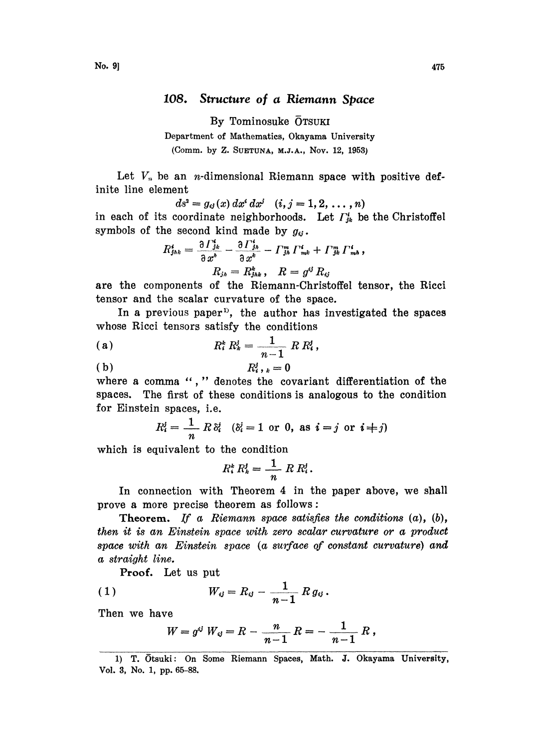# 108. Structure of a Riemann Space

By Tominosuke ŌTSUKI

Department of Mathematics, Okayama University

(Comm. by Z. SUETUNA, M.J.A., Nov. 12, 1953)

Let $V_n$ be an $n$-dimensional Riemann space with positive definite line element

$$ds^2 = g_{ij}(x)\, dx^i\, dx^j \quad (i, j = 1, 2, \dots, n)$$

in each of its coordinate neighborhoods. Let $\Gamma^i_{jk}$ be the Christoffel symbols of the second kind made by $g_{ij}$.

$$R^i_{jhk} = \frac{\partial \Gamma^i_{jk}}{\partial x^h} - \frac{\partial \Gamma^i_{jh}}{\partial x^k} - \Gamma^m_{jh}\Gamma^i_{mk} + \Gamma^m_{jk}\Gamma^i_{mh},$$

$$R_{jh} = R^k_{jhk}, \quad R = g^{ij} R_{ij}$$

are the components of the Riemann-Christoffel tensor, the Ricci tensor and the scalar curvature of the space.

In a previous paper[1], the author has investigated the spaces whose Ricci tensors satisfy the conditions

$$R^k_i R^j_k = \frac{1}{n-1} R R^j_i, \tag{a}$$

$$R^j_{i,k} = 0 \tag{b}$$

where a comma "," denotes the covariant differentiation of the spaces. The first of these conditions is analogous to the condition for Einstein spaces, i.e.

$$R^j_i = \frac{1}{n} R \delta^j_i \quad (\delta^j_i = 1 \text{ or } 0, \text{ as } i = j \text{ or } i \neq j)$$

which is equivalent to the condition

$$R^k_i R^j_k = \frac{1}{n} R R^j_i.$$

In connection with Theorem 4 in the paper above, we shall prove a more precise theorem as follows:

**Theorem.** *If a Riemann space satisfies the conditions (a), (b), then it is an Einstein space with zero scalar curvature or a product space with an Einstein space (a surface of constant curvature) and a straight line.*

**Proof.** Let us put

$$W_{ij} = R_{ij} - \frac{1}{n-1} R g_{ij}. \tag{1}$$

Then we have

$$W = g^{ij} W_{ij} = R - \frac{n}{n-1} R = -\frac{1}{n-1} R,$$

---

[1] T. Ōtsuki: On Some Riemann Spaces, Math. J. Okayama University, Vol. 3, No. 1, pp. 65-88.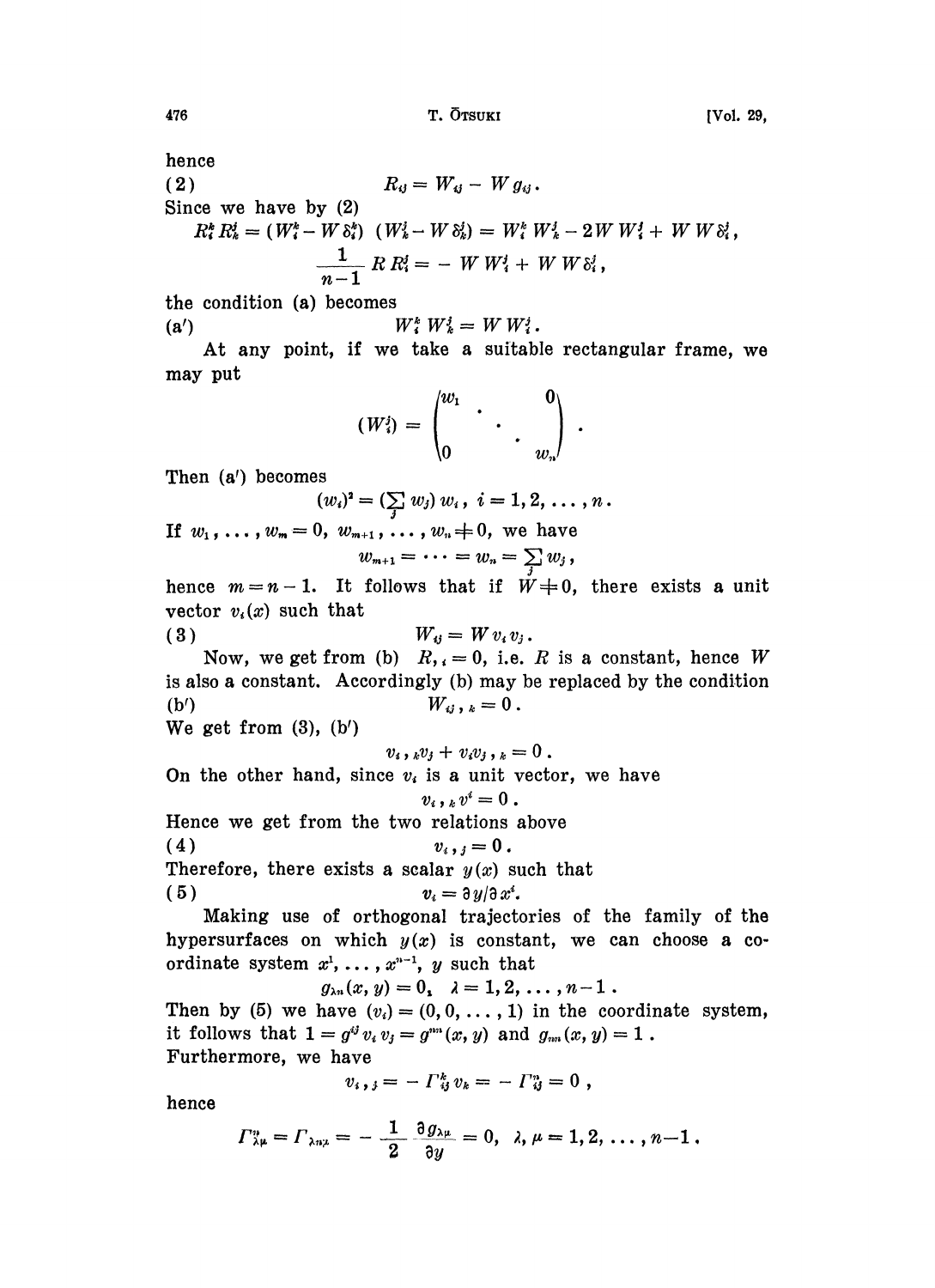hence

$$(2) \qquad R_{ij} = W_{ij} - W g_{ij}.$$

Since we have by (2)

$$R_i^k R_k^j = (W_i^k - W \delta_i^k)\,(W_k^j - W \delta_k^j) = W_i^k W_k^j - 2W W_i^j + W W \delta_i^j,$$

$$\frac{1}{n-1} R R_i^j = -\, W W_i^j + W W \delta_i^j,$$

the condition (a) becomes

$$(\mathrm{a}') \qquad W_i^k W_k^j = W W_i^j.$$

At any point, if we take a suitable rectangular frame, we may put

$$(W_i^j) = \begin{pmatrix} w_1 & & 0 \\ & \ddots & \\ 0 & & w_n \end{pmatrix}.$$

Then (a′) becomes

$$(w_i)^2 = (\sum_j w_j)\, w_i\,, \quad i = 1, 2, \dots, n.$$

If $w_1, \dots, w_m = 0$, $w_{m+1}, \dots, w_n \neq 0$, we have

$$w_{m+1} = \cdots = w_n = \sum_j w_j\,,$$

hence $m = n-1$. It follows that if $W \neq 0$, there exists a unit vector $v_i(x)$ such that

$$(3) \qquad W_{ij} = W v_i v_j.$$

Now, we get from (b) $R_{,i} = 0$, i.e. $R$ is a constant, hence $W$ is also a constant. Accordingly (b) may be replaced by the condition

$$(\mathrm{b}') \qquad W_{ij,k} = 0.$$

We get from (3), (b′)

$$v_{i,k} v_j + v_i v_{j,k} = 0.$$

On the other hand, since $v_i$ is a unit vector, we have

$$v_{i,k} v^i = 0.$$

Hence we get from the two relations above

$$(4) \qquad v_{i,j} = 0.$$

Therefore, there exists a scalar $y(x)$ such that

$$(5) \qquad v_i = \partial y / \partial x^i.$$

Making use of orthogonal trajectories of the family of the hypersurfaces on which $y(x)$ is constant, we can choose a coordinate system $x^1, \dots, x^{n-1}, y$ such that

$$g_{\lambda n}(x, y) = 0, \quad \lambda = 1, 2, \dots, n-1.$$

Then by (5) we have $(v_i) = (0, 0, \dots, 1)$ in the coordinate system, it follows that $1 = g^{ij} v_i v_j = g^{nn}(x, y)$ and $g_{nn}(x, y) = 1$. Furthermore, we have

$$v_{i,j} = -\,\Gamma_{ij}^k v_k = -\,\Gamma_{ij}^n = 0\,,$$

hence

$$\Gamma_{\lambda\mu}^n = \Gamma_{\lambda n \mu} = -\,\frac{1}{2}\,\frac{\partial g_{\lambda\mu}}{\partial y} = 0, \quad \lambda, \mu = 1, 2, \dots, n-1.$$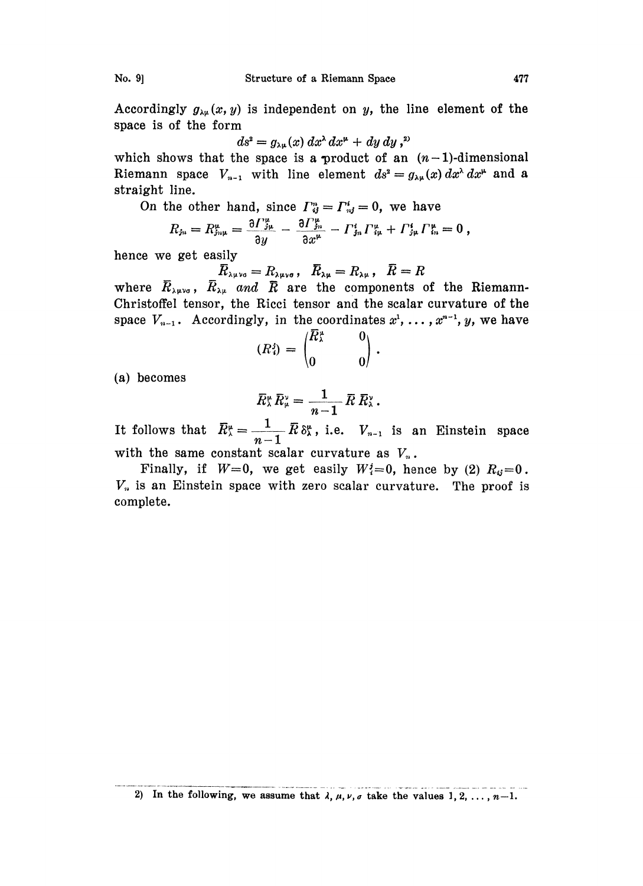Accordingly $g_{\lambda\mu}(x, y)$ is independent on $y$, the line element of the space is of the form

$$ds^2 = g_{\lambda\mu}(x)\, dx^\lambda\, dx^\mu + dy\, dy\,,^{2)}$$

which shows that the space is a product of an $(n-1)$-dimensional Riemann space $V_{n-1}$ with line element $ds^2 = g_{\lambda\mu}(x)\, dx^\lambda\, dx^\mu$ and a straight line.

On the other hand, since $\Gamma^n_{ij} = \Gamma^i_{nj} = 0$, we have

$$R_{jn} = R^{\mu}_{jn\mu} = \frac{\partial \Gamma^{\mu}_{j\mu}}{\partial y} - \frac{\partial \Gamma^{\mu}_{jn}}{\partial x^\mu} - \Gamma^i_{jn}\Gamma^{\mu}_{i\mu} + \Gamma^i_{j\mu}\Gamma^{\mu}_{in} = 0\,,$$

hence we get easily

$$\bar{R}_{\lambda\mu\nu\sigma} = R_{\lambda\mu\nu\sigma}\,, \quad \bar{R}_{\lambda\mu} = R_{\lambda\mu}\,, \quad \bar{R} = R$$

where $\bar{R}_{\lambda\mu\nu\sigma}$, $\bar{R}_{\lambda\mu}$ *and* $\bar{R}$ are the components of the Riemann-Christoffel tensor, the Ricci tensor and the scalar curvature of the space $V_{n-1}$. Accordingly, in the coordinates $x^1, \ldots, x^{n-1}, y$, we have

$$(R^j_i) = \begin{pmatrix} \bar{R}^\mu_\lambda & 0 \\ 0 & 0 \end{pmatrix}.$$

(a) becomes

$$\bar{R}^\mu_\lambda \bar{R}^\nu_\mu = \frac{1}{n-1} \bar{R}\, \bar{R}^\nu_\lambda\,.$$

It follows that $\bar{R}^\mu_\lambda = \dfrac{1}{n-1} \bar{R}\, \delta^\mu_\lambda$, i.e. $V_{n-1}$ is an Einstein space with the same constant scalar curvature as $V_n$.

Finally, if $W=0$, we get easily $W^j_i=0$, hence by (2) $R_{ij}=0$. $V_n$ is an Einstein space with zero scalar curvature. The proof is complete.

---

2) In the following, we assume that $\lambda, \mu, \nu, \sigma$ take the values $1, 2, \ldots, n-1$.